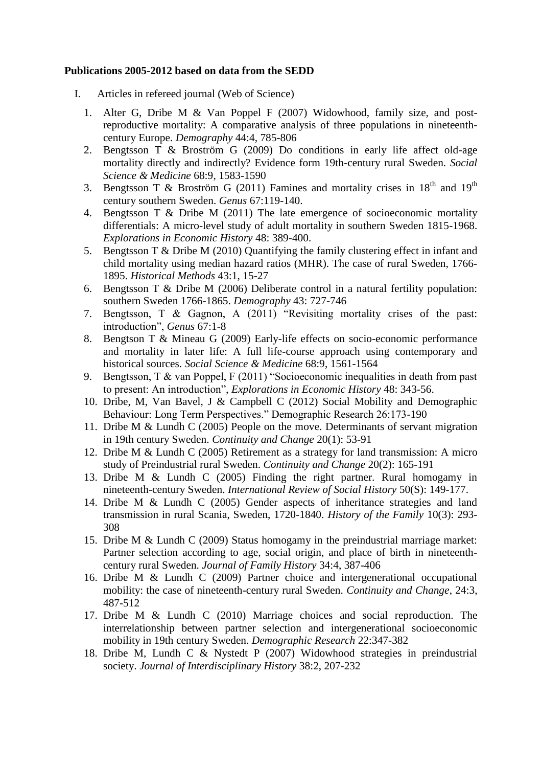**Publications 2005-2012 based on data from the SEDD**

I. Articles in refereed journal (Web of Science)

1. Alter G, Dribe M & Van Poppel F (2007) Widowhood, family size, and post-reproductive mortality: A comparative analysis of three populations in nineteenth-century Europe. *Demography* 44:4, 785-806
2. Bengtsson T & Broström G (2009) Do conditions in early life affect old-age mortality directly and indirectly? Evidence form 19th-century rural Sweden. *Social Science & Medicine* 68:9, 1583-1590
3. Bengtsson T & Broström G (2011) Famines and mortality crises in 18th and 19th century southern Sweden. *Genus* 67:119-140.
4. Bengtsson T & Dribe M (2011) The late emergence of socioeconomic mortality differentials: A micro-level study of adult mortality in southern Sweden 1815-1968. *Explorations in Economic History* 48: 389-400.
5. Bengtsson T & Dribe M (2010) Quantifying the family clustering effect in infant and child mortality using median hazard ratios (MHR). The case of rural Sweden, 1766-1895. *Historical Methods* 43:1, 15-27
6. Bengtsson T & Dribe M (2006) Deliberate control in a natural fertility population: southern Sweden 1766-1865. *Demography* 43: 727-746
7. Bengtsson, T & Gagnon, A (2011) "Revisiting mortality crises of the past: introduction", *Genus* 67:1-8
8. Bengtson T & Mineau G (2009) Early-life effects on socio-economic performance and mortality in later life: A full life-course approach using contemporary and historical sources. *Social Science & Medicine* 68:9, 1561-1564
9. Bengtsson, T & van Poppel, F (2011) "Socioeconomic inequalities in death from past to present: An introduction", *Explorations in Economic History* 48: 343-56.
10. Dribe, M, Van Bavel, J & Campbell C (2012) Social Mobility and Demographic Behaviour: Long Term Perspectives." Demographic Research 26:173-190
11. Dribe M & Lundh C (2005) People on the move. Determinants of servant migration in 19th century Sweden. *Continuity and Change* 20(1): 53-91
12. Dribe M & Lundh C (2005) Retirement as a strategy for land transmission: A micro study of Preindustrial rural Sweden. *Continuity and Change* 20(2): 165-191
13. Dribe M & Lundh C (2005) Finding the right partner. Rural homogamy in nineteenth-century Sweden. *International Review of Social History* 50(S): 149-177.
14. Dribe M & Lundh C (2005) Gender aspects of inheritance strategies and land transmission in rural Scania, Sweden, 1720-1840. *History of the Family* 10(3): 293-308
15. Dribe M & Lundh C (2009) Status homogamy in the preindustrial marriage market: Partner selection according to age, social origin, and place of birth in nineteenth-century rural Sweden. *Journal of Family History* 34:4, 387-406
16. Dribe M & Lundh C (2009) Partner choice and intergenerational occupational mobility: the case of nineteenth-century rural Sweden. *Continuity and Change*, 24:3, 487-512
17. Dribe M & Lundh C (2010) Marriage choices and social reproduction. The interrelationship between partner selection and intergenerational socioeconomic mobility in 19th century Sweden. *Demographic Research* 22:347-382
18. Dribe M, Lundh C & Nystedt P (2007) Widowhood strategies in preindustrial society. *Journal of Interdisciplinary History* 38:2, 207-232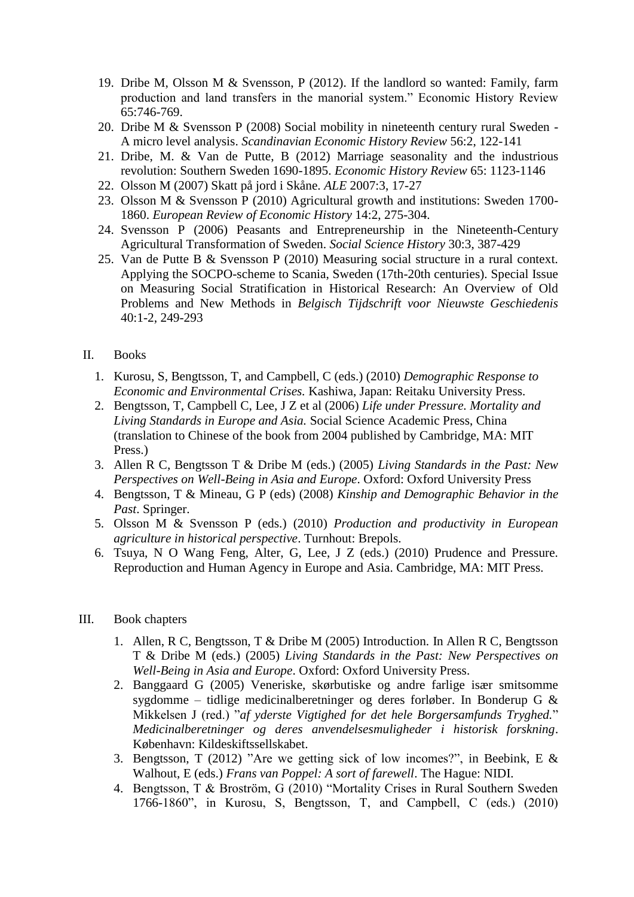19. Dribe M, Olsson M & Svensson, P (2012). If the landlord so wanted: Family, farm production and land transfers in the manorial system." Economic History Review 65:746-769.
20. Dribe M & Svensson P (2008) Social mobility in nineteenth century rural Sweden - A micro level analysis. *Scandinavian Economic History Review* 56:2, 122-141
21. Dribe, M. & Van de Putte, B (2012) Marriage seasonality and the industrious revolution: Southern Sweden 1690-1895. *Economic History Review* 65: 1123-1146
22. Olsson M (2007) Skatt på jord i Skåne. *ALE* 2007:3, 17-27
23. Olsson M & Svensson P (2010) Agricultural growth and institutions: Sweden 1700-1860. *European Review of Economic History* 14:2, 275-304.
24. Svensson P (2006) Peasants and Entrepreneurship in the Nineteenth-Century Agricultural Transformation of Sweden. *Social Science History* 30:3, 387-429
25. Van de Putte B & Svensson P (2010) Measuring social structure in a rural context. Applying the SOCPO-scheme to Scania, Sweden (17th-20th centuries). Special Issue on Measuring Social Stratification in Historical Research: An Overview of Old Problems and New Methods in *Belgisch Tijdschrift voor Nieuwste Geschiedenis* 40:1-2, 249-293

II. Books

1. Kurosu, S, Bengtsson, T, and Campbell, C (eds.) (2010) *Demographic Response to Economic and Environmental Crises.* Kashiwa, Japan: Reitaku University Press.
2. Bengtsson, T, Campbell C, Lee, J Z et al (2006) *Life under Pressure. Mortality and Living Standards in Europe and Asia.* Social Science Academic Press, China (translation to Chinese of the book from 2004 published by Cambridge, MA: MIT Press.)
3. Allen R C, Bengtsson T & Dribe M (eds.) (2005) *Living Standards in the Past: New Perspectives on Well-Being in Asia and Europe*. Oxford: Oxford University Press
4. Bengtsson, T & Mineau, G P (eds) (2008) *Kinship and Demographic Behavior in the Past*. Springer.
5. Olsson M & Svensson P (eds.) (2010) *Production and productivity in European agriculture in historical perspective*. Turnhout: Brepols.
6. Tsuya, N O Wang Feng, Alter, G, Lee, J Z (eds.) (2010) Prudence and Pressure. Reproduction and Human Agency in Europe and Asia. Cambridge, MA: MIT Press.

III. Book chapters

1. Allen, R C, Bengtsson, T & Dribe M (2005) Introduction. In Allen R C, Bengtsson T & Dribe M (eds.) (2005) *Living Standards in the Past: New Perspectives on Well-Being in Asia and Europe*. Oxford: Oxford University Press.
2. Banggaard G (2005) Veneriske, skørbutiske og andre farlige især smitsomme sygdomme – tidlige medicinalberetninger og deres forløber. In Bonderup G & Mikkelsen J (red.) "*af yderste Vigtighed for det hele Borgersamfunds Tryghed.*" *Medicinalberetninger og deres anvendelsesmuligheder i historisk forskning*. København: Kildeskiftssellskabet.
3. Bengtsson, T (2012) "Are we getting sick of low incomes?", in Beebink, E & Walhout, E (eds.) *Frans van Poppel: A sort of farewell*. The Hague: NIDI.
4. Bengtsson, T & Broström, G (2010) "Mortality Crises in Rural Southern Sweden 1766-1860", in Kurosu, S, Bengtsson, T, and Campbell, C (eds.) (2010)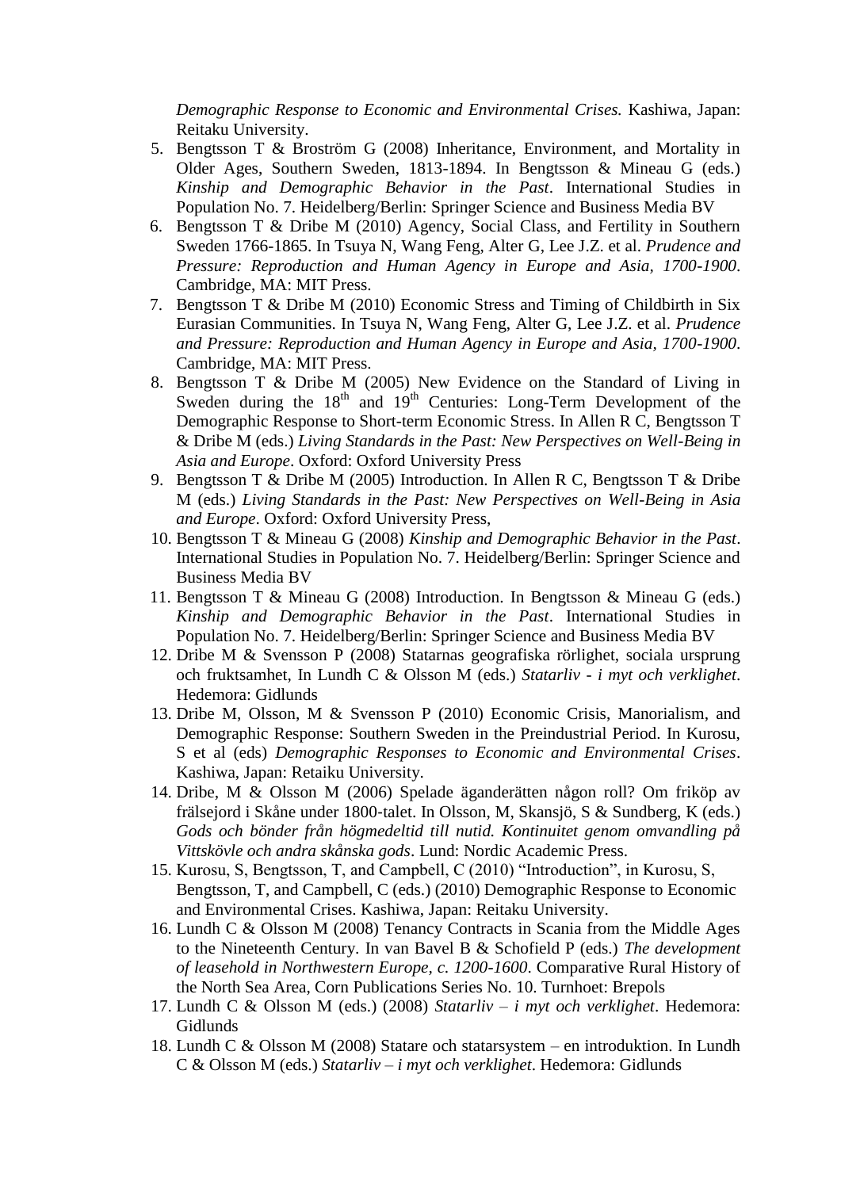*Demographic Response to Economic and Environmental Crises.* Kashiwa, Japan: Reitaku University.

5. Bengtsson T & Broström G (2008) Inheritance, Environment, and Mortality in Older Ages, Southern Sweden, 1813-1894. In Bengtsson & Mineau G (eds.) *Kinship and Demographic Behavior in the Past*. International Studies in Population No. 7. Heidelberg/Berlin: Springer Science and Business Media BV
6. Bengtsson T & Dribe M (2010) Agency, Social Class, and Fertility in Southern Sweden 1766-1865. In Tsuya N, Wang Feng, Alter G, Lee J.Z. et al. *Prudence and Pressure: Reproduction and Human Agency in Europe and Asia, 1700-1900*. Cambridge, MA: MIT Press.
7. Bengtsson T & Dribe M (2010) Economic Stress and Timing of Childbirth in Six Eurasian Communities. In Tsuya N, Wang Feng, Alter G, Lee J.Z. et al. *Prudence and Pressure: Reproduction and Human Agency in Europe and Asia, 1700-1900*. Cambridge, MA: MIT Press.
8. Bengtsson T & Dribe M (2005) New Evidence on the Standard of Living in Sweden during the 18th and 19th Centuries: Long-Term Development of the Demographic Response to Short-term Economic Stress. In Allen R C, Bengtsson T & Dribe M (eds.) *Living Standards in the Past: New Perspectives on Well-Being in Asia and Europe*. Oxford: Oxford University Press
9. Bengtsson T & Dribe M (2005) Introduction. In Allen R C, Bengtsson T & Dribe M (eds.) *Living Standards in the Past: New Perspectives on Well-Being in Asia and Europe*. Oxford: Oxford University Press,
10. Bengtsson T & Mineau G (2008) *Kinship and Demographic Behavior in the Past*. International Studies in Population No. 7. Heidelberg/Berlin: Springer Science and Business Media BV
11. Bengtsson T & Mineau G (2008) Introduction. In Bengtsson & Mineau G (eds.) *Kinship and Demographic Behavior in the Past*. International Studies in Population No. 7. Heidelberg/Berlin: Springer Science and Business Media BV
12. Dribe M & Svensson P (2008) Statarnas geografiska rörlighet, sociala ursprung och fruktsamhet, In Lundh C & Olsson M (eds.) *Statarliv - i myt och verklighet*. Hedemora: Gidlunds
13. Dribe M, Olsson, M & Svensson P (2010) Economic Crisis, Manorialism, and Demographic Response: Southern Sweden in the Preindustrial Period. In Kurosu, S et al (eds) *Demographic Responses to Economic and Environmental Crises*. Kashiwa, Japan: Retaiku University.
14. Dribe, M & Olsson M (2006) Spelade äganderätten någon roll? Om friköp av frälsejord i Skåne under 1800-talet. In Olsson, M, Skansjö, S & Sundberg, K (eds.) *Gods och bönder från högmedeltid till nutid. Kontinuitet genom omvandling på Vittskövle och andra skånska gods*. Lund: Nordic Academic Press.
15. Kurosu, S, Bengtsson, T, and Campbell, C (2010) "Introduction", in Kurosu, S, Bengtsson, T, and Campbell, C (eds.) (2010) Demographic Response to Economic and Environmental Crises. Kashiwa, Japan: Reitaku University.
16. Lundh C & Olsson M (2008) Tenancy Contracts in Scania from the Middle Ages to the Nineteenth Century. In van Bavel B & Schofield P (eds.) *The development of leasehold in Northwestern Europe, c. 1200-1600*. Comparative Rural History of the North Sea Area, Corn Publications Series No. 10. Turnhoet: Brepols
17. Lundh C & Olsson M (eds.) (2008) *Statarliv – i myt och verklighet*. Hedemora: Gidlunds
18. Lundh C & Olsson M (2008) Statare och statarsystem – en introduktion. In Lundh C & Olsson M (eds.) *Statarliv – i myt och verklighet*. Hedemora: Gidlunds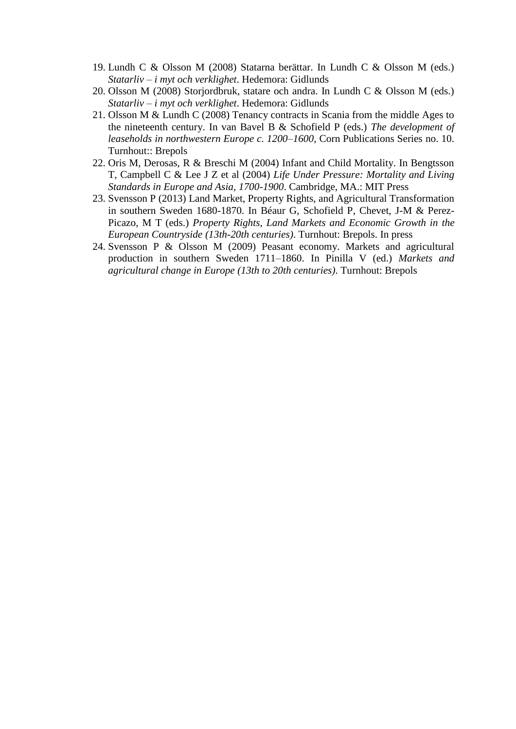19. Lundh C & Olsson M (2008) Statarna berättar. In Lundh C & Olsson M (eds.) *Statarliv – i myt och verklighet*. Hedemora: Gidlunds
20. Olsson M (2008) Storjordbruk, statare och andra. In Lundh C & Olsson M (eds.) *Statarliv – i myt och verklighet*. Hedemora: Gidlunds
21. Olsson M & Lundh C (2008) Tenancy contracts in Scania from the middle Ages to the nineteenth century. In van Bavel B & Schofield P (eds.) *The development of leaseholds in northwestern Europe c. 1200–1600*, Corn Publications Series no. 10. Turnhout:: Brepols
22. Oris M, Derosas, R & Breschi M (2004) Infant and Child Mortality. In Bengtsson T, Campbell C & Lee J Z et al (2004) *Life Under Pressure: Mortality and Living Standards in Europe and Asia, 1700-1900*. Cambridge, MA.: MIT Press
23. Svensson P (2013) Land Market, Property Rights, and Agricultural Transformation in southern Sweden 1680-1870. In Béaur G, Schofield P, Chevet, J-M & Perez-Picazo, M T (eds.) *Property Rights, Land Markets and Economic Growth in the European Countryside (13th-20th centuries)*. Turnhout: Brepols. In press
24. Svensson P & Olsson M (2009) Peasant economy. Markets and agricultural production in southern Sweden 1711–1860. In Pinilla V (ed.) *Markets and agricultural change in Europe (13th to 20th centuries)*. Turnhout: Brepols